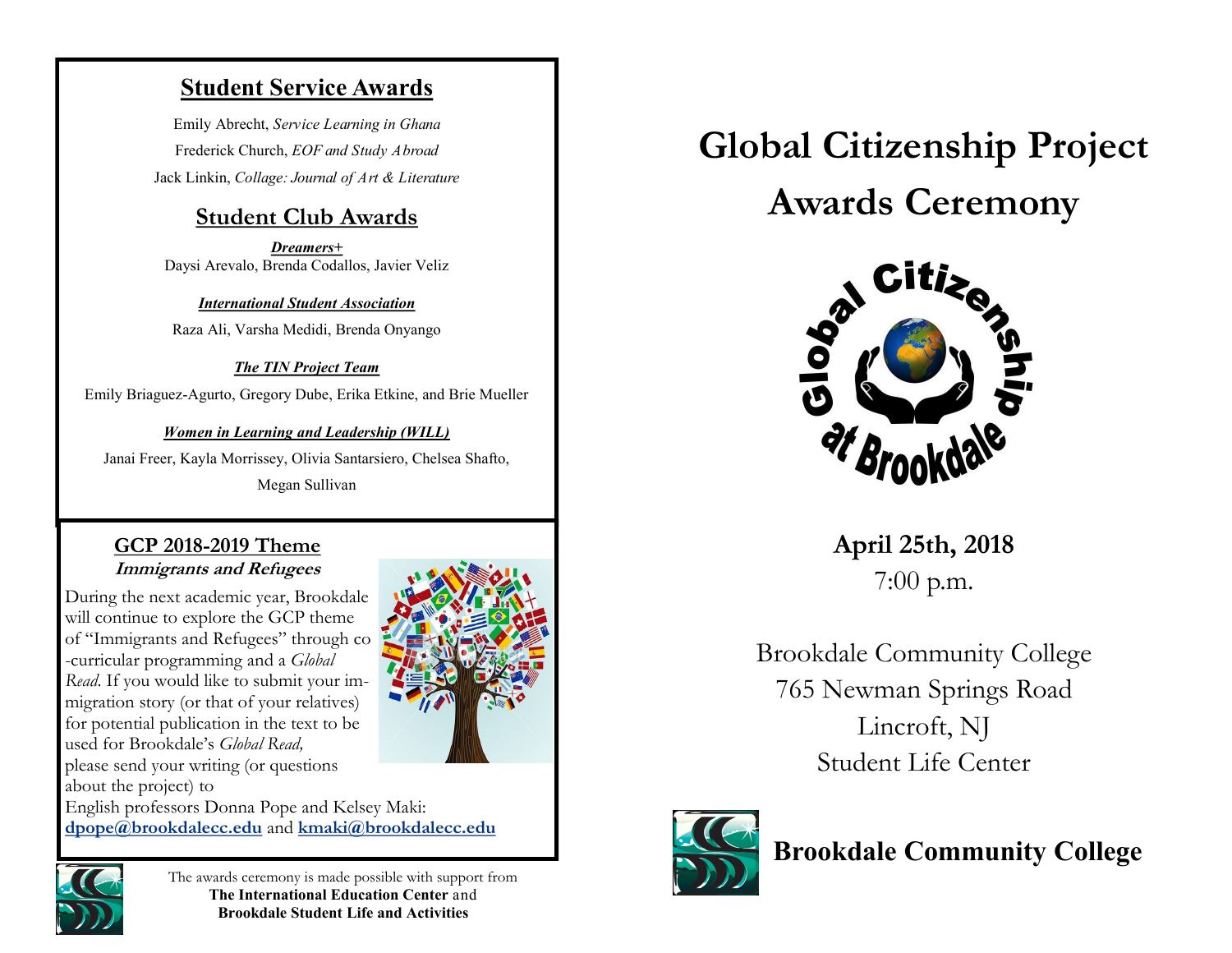## Student Service Awards

Emily Abrecht, *Service Learning in Ghana*

Frederick Church, *EOF and Study Abroad*

Jack Linkin, *Collage: Journal of Art & Literature*

## Student Club Awards

***Dreamers+***

Daysi Arevalo, Brenda Codallos, Javier Veliz

***International Student Association***

Raza Ali, Varsha Medidi, Brenda Onyango

***The TIN Project Team***

Emily Briaguez-Agurto, Gregory Dube, Erika Etkine, and Brie Mueller

***Women in Learning and Leadership (WILL)***

Janai Freer, Kayla Morrissey, Olivia Santarsiero, Chelsea Shafto, Megan Sullivan

### GCP 2018-2019 Theme

***Immigrants and Refugees***

During the next academic year, Brookdale will continue to explore the GCP theme of "Immigrants and Refugees" through co-curricular programming and a *Global Read*. If you would like to submit your immigration story (or that of your relatives) for potential publication in the text to be used for Brookdale's *Global Read,* please send your writing (or questions about the project) to English professors Donna Pope and Kelsey Maki: **dpope@brookdalecc.edu** and **kmaki@brookdalecc.edu**

The awards ceremony is made possible with support from **The International Education Center** and **Brookdale Student Life and Activities**

# Global Citizenship Project Awards Ceremony

Global Citizenship at Brookdale

**April 25th, 2018**

7:00 p.m.

Brookdale Community College

765 Newman Springs Road

Lincroft, NJ

Student Life Center

**Brookdale Community College**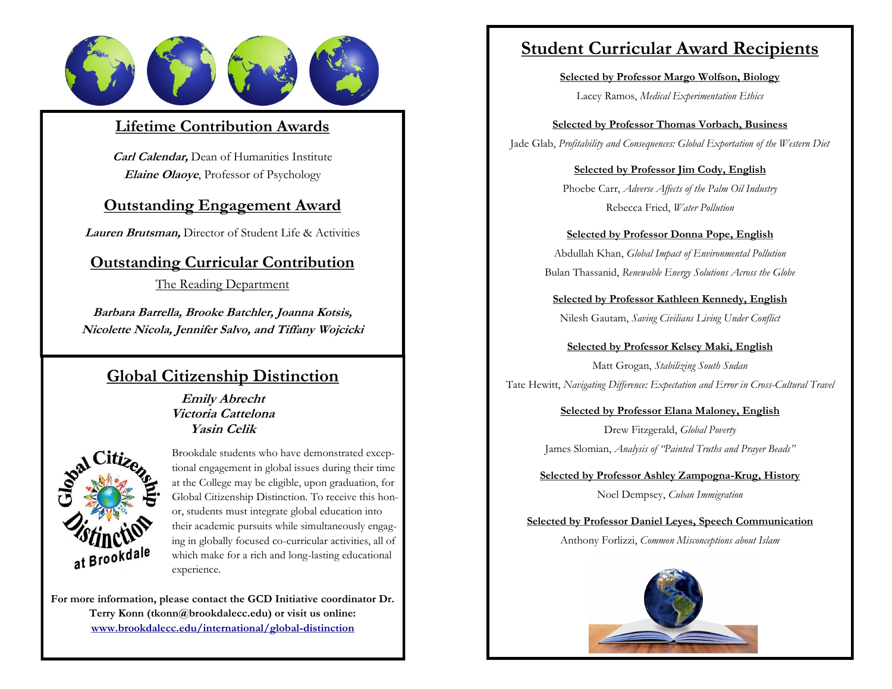## Lifetime Contribution Awards

***Carl Calendar,*** Dean of Humanities Institute
***Elaine Olaoye***, Professor of Psychology

## Outstanding Engagement Award

***Lauren Brutsman,*** Director of Student Life & Activities

## Outstanding Curricular Contribution

The Reading Department

***Barbara Barrella, Brooke Batchler, Joanna Kotsis, Nicolette Nicola, Jennifer Salvo, and Tiffany Wojcicki***

## Global Citizenship Distinction

***Emily Abrecht***
***Victoria Cattelona***
***Yasin Celik***

Brookdale students who have demonstrated exceptional engagement in global issues during their time at the College may be eligible, upon graduation, for Global Citizenship Distinction. To receive this honor, students must integrate global education into their academic pursuits while simultaneously engaging in globally focused co-curricular activities, all of which make for a rich and long-lasting educational experience.

**For more information, please contact the GCD Initiative coordinator Dr. Terry Konn (tkonn@brookdalecc.edu) or visit us online: www.brookdalecc.edu/international/global-distinction**

## Student Curricular Award Recipients

**Selected by Professor Margo Wolfson, Biology**

Lacey Ramos, *Medical Experimentation Ethics*

**Selected by Professor Thomas Vorbach, Business**

Jade Glab, *Profitability and Consequences: Global Exportation of the Western Diet*

**Selected by Professor Jim Cody, English**

Phoebe Carr, *Adverse Affects of the Palm Oil Industry*
Rebecca Fried, *Water Pollution*

**Selected by Professor Donna Pope, English**

Abdullah Khan, *Global Impact of Environmental Pollution*
Bulan Thassanid, *Renewable Energy Solutions Across the Globe*

**Selected by Professor Kathleen Kennedy, English**

Nilesh Gautam, *Saving Civilians Living Under Conflict*

**Selected by Professor Kelsey Maki, English**

Matt Grogan, *Stabilizing South Sudan*
Tate Hewitt, *Navigating Difference: Expectation and Error in Cross-Cultural Travel*

**Selected by Professor Elana Maloney, English**

Drew Fitzgerald, *Global Poverty*
James Slomian, *Analysis of "Painted Truths and Prayer Beads"*

**Selected by Professor Ashley Zampogna-Krug, History**

Noel Dempsey, *Cuban Immigration*

**Selected by Professor Daniel Leyes, Speech Communication**

Anthony Forlizzi, *Common Misconceptions about Islam*